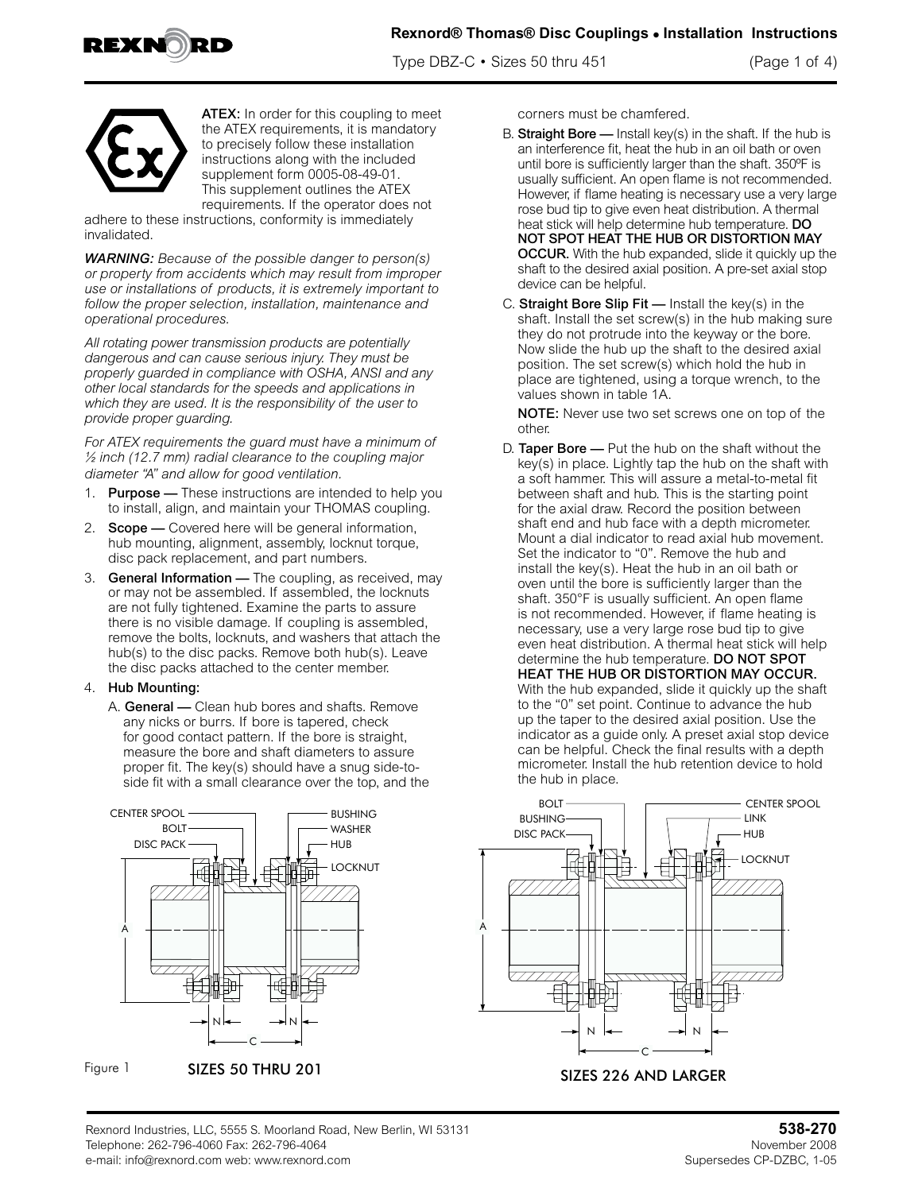**ATEX:** In order for this coupling to meet the ATEX requirements, it is mandatory to precisely follow these installation instructions along with the included supplement form 0005-08-49-01. This supplement outlines the ATEX requirements. If the operator does not adhere to these instructions, conformity is immediately invalidated.

***WARNING:*** *Because of the possible danger to person(s) or property from accidents which may result from improper use or installations of products, it is extremely important to follow the proper selection, installation, maintenance and operational procedures.*

*All rotating power transmission products are potentially dangerous and can cause serious injury. They must be properly guarded in compliance with OSHA, ANSI and any other local standards for the speeds and applications in which they are used. It is the responsibility of the user to provide proper guarding.*

*For ATEX requirements the guard must have a minimum of ½ inch (12.7 mm) radial clearance to the coupling major diameter "A" and allow for good ventilation.*

1. **Purpose —** These instructions are intended to help you to install, align, and maintain your THOMAS coupling.
2. **Scope —** Covered here will be general information, hub mounting, alignment, assembly, locknut torque, disc pack replacement, and part numbers.
3. **General Information —** The coupling, as received, may or may not be assembled. If assembled, the locknuts are not fully tightened. Examine the parts to assure there is no visible damage. If coupling is assembled, remove the bolts, locknuts, and washers that attach the hub(s) to the disc packs. Remove both hub(s). Leave the disc packs attached to the center member.
4. **Hub Mounting:**

   A. **General —** Clean hub bores and shafts. Remove any nicks or burrs. If bore is tapered, check for good contact pattern. If the bore is straight, measure the bore and shaft diameters to assure proper fit. The key(s) should have a snug side-to-side fit with a small clearance over the top, and the corners must be chamfered.

   B. **Straight Bore —** Install key(s) in the shaft. If the hub is an interference fit, heat the hub in an oil bath or oven until bore is sufficiently larger than the shaft. 350ºF is usually sufficient. An open flame is not recommended. However, if flame heating is necessary use a very large rose bud tip to give even heat distribution. A thermal heat stick will help determine hub temperature. **DO NOT SPOT HEAT THE HUB OR DISTORTION MAY OCCUR.** With the hub expanded, slide it quickly up the shaft to the desired axial position. A pre-set axial stop device can be helpful.

   C. **Straight Bore Slip Fit —** Install the key(s) in the shaft. Install the set screw(s) in the hub making sure they do not protrude into the keyway or the bore. Now slide the hub up the shaft to the desired axial position. The set screw(s) which hold the hub in place are tightened, using a torque wrench, to the values shown in table 1A.

   **NOTE:** Never use two set screws one on top of the other.

   D. **Taper Bore —** Put the hub on the shaft without the key(s) in place. Lightly tap the hub on the shaft with a soft hammer. This will assure a metal-to-metal fit between shaft and hub. This is the starting point for the axial draw. Record the position between shaft end and hub face with a depth micrometer. Mount a dial indicator to read axial hub movement. Set the indicator to "0". Remove the hub and install the key(s). Heat the hub in an oil bath or oven until the bore is sufficiently larger than the shaft. 350°F is usually sufficient. An open flame is not recommended. However, if flame heating is necessary, use a very large rose bud tip to give even heat distribution. A thermal heat stick will help determine the hub temperature. **DO NOT SPOT HEAT THE HUB OR DISTORTION MAY OCCUR.** With the hub expanded, slide it quickly up the shaft to the "0" set point. Continue to advance the hub up the taper to the desired axial position. Use the indicator as a guide only. A preset axial stop device can be helpful. Check the final results with a depth micrometer. Install the hub retention device to hold the hub in place.

CENTER SPOOL, BOLT, DISC PACK, BUSHING, WASHER, HUB, LOCKNUT, A, N, N, C

Figure 1 SIZES 50 THRU 201

BOLT, BUSHING, DISC PACK, CENTER SPOOL, LINK, HUB, LOCKNUT, A, N, N, C

SIZES 226 AND LARGER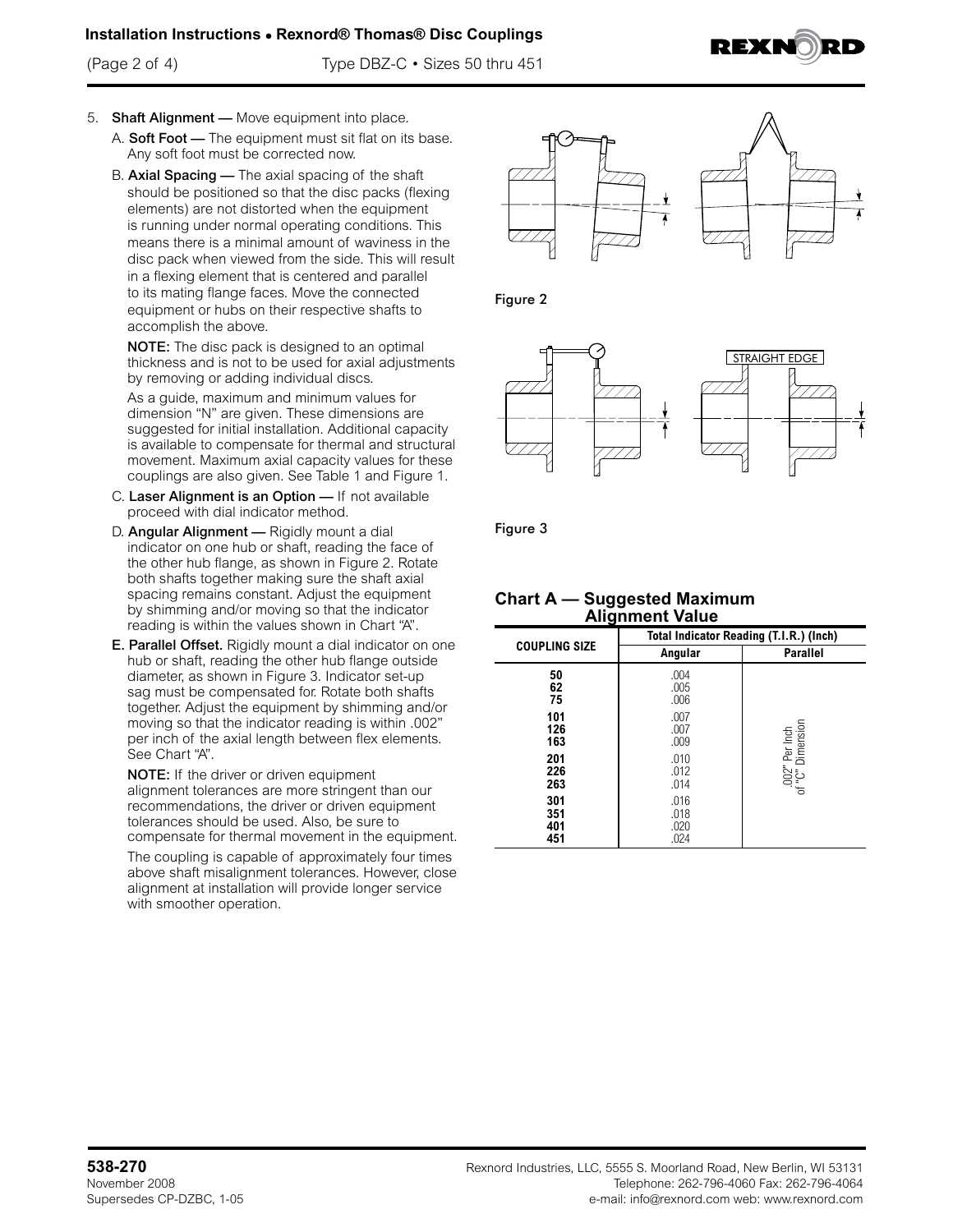5. **Shaft Alignment —** Move equipment into place.

   A. **Soft Foot —** The equipment must sit flat on its base. Any soft foot must be corrected now.

   B. **Axial Spacing —** The axial spacing of the shaft should be positioned so that the disc packs (flexing elements) are not distorted when the equipment is running under normal operating conditions. This means there is a minimal amount of waviness in the disc pack when viewed from the side. This will result in a flexing element that is centered and parallel to its mating flange faces. Move the connected equipment or hubs on their respective shafts to accomplish the above.

   **NOTE:** The disc pack is designed to an optimal thickness and is not to be used for axial adjustments by removing or adding individual discs.

   As a guide, maximum and minimum values for dimension "N" are given. These dimensions are suggested for initial installation. Additional capacity is available to compensate for thermal and structural movement. Maximum axial capacity values for these couplings are also given. See Table 1 and Figure 1.

   C. **Laser Alignment is an Option —** If not available proceed with dial indicator method.

   D. **Angular Alignment —** Rigidly mount a dial indicator on one hub or shaft, reading the face of the other hub flange, as shown in Figure 2. Rotate both shafts together making sure the shaft axial spacing remains constant. Adjust the equipment by shimming and/or moving so that the indicator reading is within the values shown in Chart "A".

   **E. Parallel Offset.** Rigidly mount a dial indicator on one hub or shaft, reading the other hub flange outside diameter, as shown in Figure 3. Indicator set-up sag must be compensated for. Rotate both shafts together. Adjust the equipment by shimming and/or moving so that the indicator reading is within .002" per inch of the axial length between flex elements. See Chart "A".

   **NOTE:** If the driver or driven equipment alignment tolerances are more stringent than our recommendations, the driver or driven equipment tolerances should be used. Also, be sure to compensate for thermal movement in the equipment.

   The coupling is capable of approximately four times above shaft misalignment tolerances. However, close alignment at installation will provide longer service with smoother operation.

Figure 2

STRAIGHT EDGE

Figure 3

## Chart A — Suggested Maximum Alignment Value

| COUPLING SIZE | Total Indicator Reading (T.I.R.) (Inch) | |
|---|---|---|
| | Angular | Parallel |
| 50 | .004 | .002" Per Inch of "C" Dimension |
| 62 | .005 | |
| 75 | .006 | |
| 101 | .007 | |
| 126 | .007 | |
| 163 | .009 | |
| 201 | .010 | |
| 226 | .012 | |
| 263 | .014 | |
| 301 | .016 | |
| 351 | .018 | |
| 401 | .020 | |
| 451 | .024 | |

538-270
November 2008
Supersedes CP-DZBC, 1-05

Rexnord Industries, LLC, 5555 S. Moorland Road, New Berlin, WI 53131
Telephone: 262-796-4060 Fax: 262-796-4064
e-mail: info@rexnord.com web: www.rexnord.com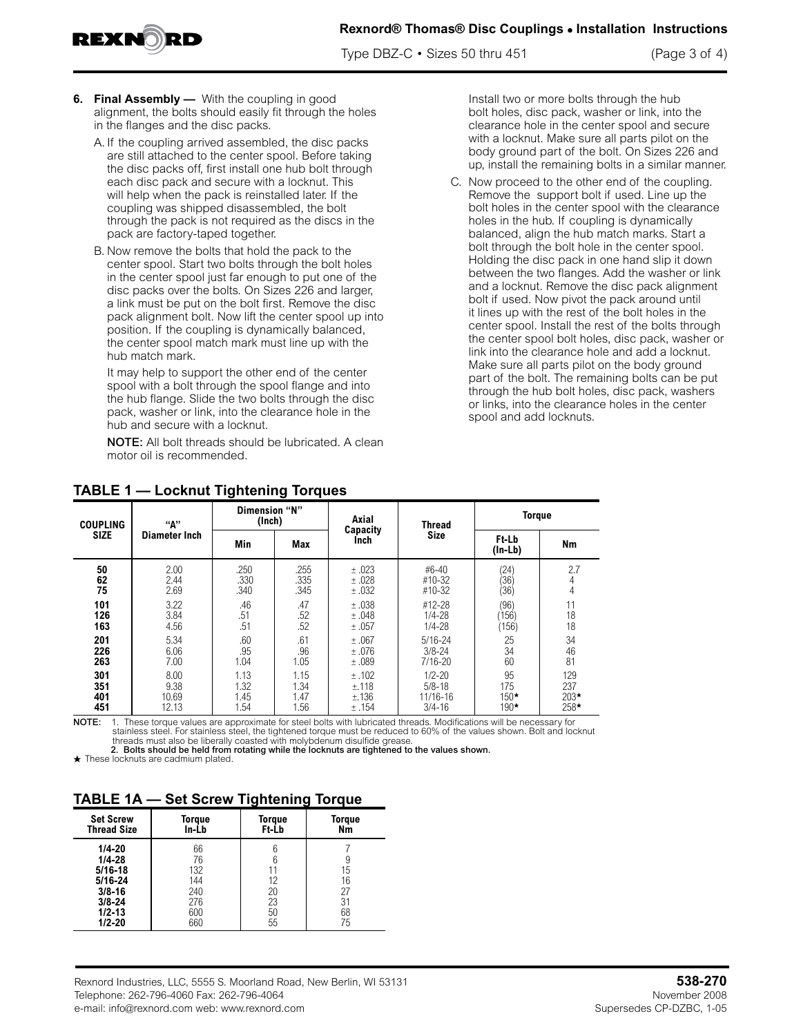6. **Final Assembly —** With the coupling in good alignment, the bolts should easily fit through the holes in the flanges and the disc packs.

   A. If the coupling arrived assembled, the disc packs are still attached to the center spool. Before taking the disc packs off, first install one hub bolt through each disc pack and secure with a locknut. This will help when the pack is reinstalled later. If the coupling was shipped disassembled, the bolt through the pack is not required as the discs in the pack are factory-taped together.

   B. Now remove the bolts that hold the pack to the center spool. Start two bolts through the bolt holes in the center spool just far enough to put one of the disc packs over the bolts. On Sizes 226 and larger, a link must be put on the bolt first. Remove the disc pack alignment bolt. Now lift the center spool up into position. If the coupling is dynamically balanced, the center spool match mark must line up with the hub match mark.

   It may help to support the other end of the center spool with a bolt through the spool flange and into the hub flange. Slide the two bolts through the disc pack, washer or link, into the clearance hole in the hub and secure with a locknut.

   NOTE: All bolt threads should be lubricated. A clean motor oil is recommended.

   Install two or more bolts through the hub bolt holes, disc pack, washer or link, into the clearance hole in the center spool and secure with a locknut. Make sure all parts pilot on the body ground part of the bolt. On Sizes 226 and up, install the remaining bolts in a similar manner.

   C. Now proceed to the other end of the coupling. Remove the support bolt if used. Line up the bolt holes in the center spool with the clearance holes in the hub. If coupling is dynamically balanced, align the hub match marks. Start a bolt through the bolt hole in the center spool. Holding the disc pack in one hand slip it down between the two flanges. Add the washer or link and a locknut. Remove the disc pack alignment bolt if used. Now pivot the pack around until it lines up with the rest of the bolt holes in the center spool. Install the rest of the bolts through the center spool bolt holes, disc pack, washer or link into the clearance hole and add a locknut. Make sure all parts pilot on the body ground part of the bolt. The remaining bolts can be put through the hub bolt holes, disc pack, washers or links, into the clearance holes in the center spool and add locknuts.

## TABLE 1 — Locknut Tightening Torques

| COUPLING SIZE | "A" Diameter Inch | Dimension "N" (Inch) | | Axial Capacity Inch | Thread Size | Torque | |
|---|---|---|---|---|---|---|---|
| | | Min | Max | | | Ft-Lb (In-Lb) | Nm |
| 50 | 2.00 | .250 | .255 | ± .023 | #6-40 | (24) | 2.7 |
| 62 | 2.44 | .330 | .335 | ± .028 | #10-32 | (36) | 4 |
| 75 | 2.69 | .340 | .345 | ± .032 | #10-32 | (36) | 4 |
| 101 | 3.22 | .46 | .47 | ± .038 | #12-28 | (96) | 11 |
| 126 | 3.84 | .51 | .52 | ± .048 | 1/4-28 | (156) | 18 |
| 163 | 4.56 | .51 | .52 | ± .057 | 1/4-28 | (156) | 18 |
| 201 | 5.34 | .60 | .61 | ± .067 | 5/16-24 | 25 | 34 |
| 226 | 6.06 | .95 | .96 | ± .076 | 3/8-24 | 34 | 46 |
| 263 | 7.00 | 1.04 | 1.05 | ± .089 | 7/16-20 | 60 | 81 |
| 301 | 8.00 | 1.13 | 1.15 | ± .102 | 1/2-20 | 95 | 129 |
| 351 | 9.38 | 1.32 | 1.34 | ±.118 | 5/8-18 | 175 | 237 |
| 401 | 10.69 | 1.45 | 1.47 | ±.136 | 11/16-16 | 150★ | 203★ |
| 451 | 12.13 | 1.54 | 1.56 | ± .154 | 3/4-16 | 190★ | 258★ |

NOTE: 1. These torque values are approximate for steel bolts with lubricated threads. Modifications will be necessary for stainless steel. For stainless steel, the tightened torque must be reduced to 60% of the values shown. Bolt and locknut threads must also be liberally coasted with molybdenum disulfide grease.

**2. Bolts should be held from rotating while the locknuts are tightened to the values shown.**

★ These locknuts are cadmium plated.

## TABLE 1A — Set Screw Tightening Torque

| Set Screw Thread Size | Torque In-Lb | Torque Ft-Lb | Torque Nm |
|---|---|---|---|
| **1/4-20** | 66 | 6 | 7 |
| **1/4-28** | 76 | 6 | 9 |
| **5/16-18** | 132 | 11 | 15 |
| **5/16-24** | 144 | 12 | 16 |
| **3/8-16** | 240 | 20 | 27 |
| **3/8-24** | 276 | 23 | 31 |
| **1/2-13** | 600 | 50 | 68 |
| **1/2-20** | 660 | 55 | 75 |

Rexnord Industries, LLC, 5555 S. Moorland Road, New Berlin, WI 53131
Telephone: 262-796-4060 Fax: 262-796-4064
e-mail: info@rexnord.com web: www.rexnord.com

**538-270**
November 2008
Supersedes CP-DZBC, 1-05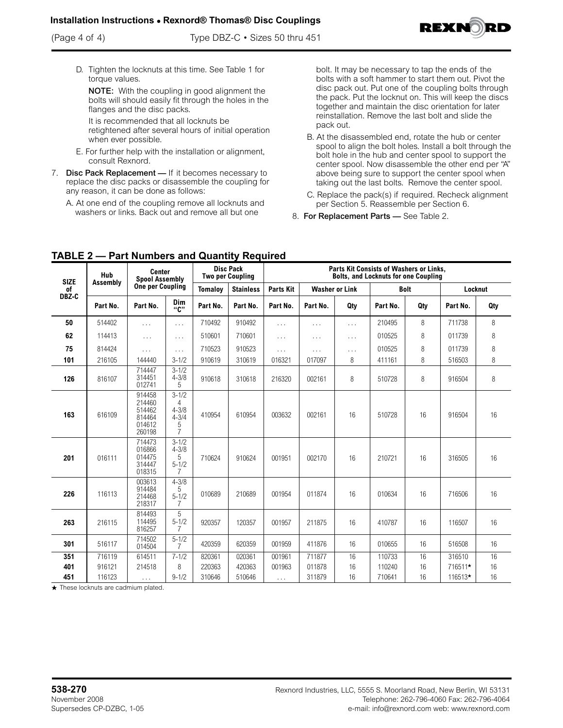D. Tighten the locknuts at this time. See Table 1 for torque values.

**NOTE:** With the coupling in good alignment the bolts will should easily fit through the holes in the flanges and the disc packs.

It is recommended that all locknuts be retightened after several hours of initial operation when ever possible.

E. For further help with the installation or alignment, consult Rexnord.

7. **Disc Pack Replacement —** If it becomes necessary to replace the disc packs or disassemble the coupling for any reason, it can be done as follows:

   A. At one end of the coupling remove all locknuts and washers or links. Back out and remove all but one bolt. It may be necessary to tap the ends of the bolts with a soft hammer to start them out. Pivot the disc pack out. Put one of the coupling bolts through the pack. Put the locknut on. This will keep the discs together and maintain the disc orientation for later reinstallation. Remove the last bolt and slide the pack out.

   B. At the disassembled end, rotate the hub or center spool to align the bolt holes. Install a bolt through the bolt hole in the hub and center spool to support the center spool. Now disassemble the other end per "A" above being sure to support the center spool when taking out the last bolts. Remove the center spool.

   C. Replace the pack(s) if required. Recheck alignment per Section 5. Reassemble per Section 6.

8. **For Replacement Parts —** See Table 2.

## TABLE 2 — Part Numbers and Quantity Required

| SIZE of DBZ-C | Hub Assembly | Center Spool Assembly One per Coupling | | Disc Pack Two per Coupling | | Parts Kit Consists of Washers or Links, Bolts, and Locknuts for one Coupling | | | | | | |
|---|---|---|---|---|---|---|---|---|---|---|---|---|
| | | | | Tomaloy | Stainless | Parts Kit | Washer or Link | | Bolt | | Locknut | |
| | Part No. | Part No. | Dim "C" | Part No. | Part No. | Part No. | Part No. | Qty | Part No. | Qty | Part No. | Qty |
| **50** | 514402 | . . . | . . . | 710492 | 910492 | . . . | . . . | . . . | 210495 | 8 | 711738 | 8 |
| **62** | 114413 | . . . | . . . | 510601 | 710601 | . . . | . . . | . . . | 010525 | 8 | 011739 | 8 |
| **75** | 814424 | . . . | . . . | 710523 | 910523 | . . . | . . . | . . . | 010525 | 8 | 011739 | 8 |
| **101** | 216105 | 144440 | 3-1/2 | 910619 | 310619 | 016321 | 017097 | 8 | 411161 | 8 | 516503 | 8 |
| **126** | 816107 | 714447<br>314451<br>012741 | 3-1/2<br>4-3/8<br>5 | 910618 | 310618 | 216320 | 002161 | 8 | 510728 | 8 | 916504 | 8 |
| **163** | 616109 | 914458<br>214460<br>514462<br>814464<br>014612<br>260198 | 3-1/2<br>4<br>4-3/8<br>4-3/4<br>5<br>7 | 410954 | 610954 | 003632 | 002161 | 16 | 510728 | 16 | 916504 | 16 |
| **201** | 016111 | 714473<br>016866<br>014475<br>314447<br>018315 | 3-1/2<br>4-3/8<br>5<br>5-1/2<br>7 | 710624 | 910624 | 001951 | 002170 | 16 | 210721 | 16 | 316505 | 16 |
| **226** | 116113 | 003613<br>914484<br>214468<br>218317 | 4-3/8<br>5<br>5-1/2<br>7 | 010689 | 210689 | 001954 | 011874 | 16 | 010634 | 16 | 716506 | 16 |
| **263** | 216115 | 814493<br>114495<br>816257 | 5<br>5-1/2<br>7 | 920357 | 120357 | 001957 | 211875 | 16 | 410787 | 16 | 116507 | 16 |
| **301** | 516117 | 714502<br>014504 | 5-1/2<br>7 | 420359 | 620359 | 001959 | 411876 | 16 | 010655 | 16 | 516508 | 16 |
| **351** | 716119 | 614511 | 7-1/2 | 820361 | 020361 | 001961 | 711877 | 16 | 110733 | 16 | 316510 | 16 |
| **401** | 916121 | 214518 | 8 | 220363 | 420363 | 001963 | 011878 | 16 | 110240 | 16 | 716511★ | 16 |
| **451** | 116123 | . . . | 9-1/2 | 310646 | 510646 | . . . | 311879 | 16 | 710641 | 16 | 116513★ | 16 |

★ These locknuts are cadmium plated.

**538-270**
November 2008
Supersedes CP-DZBC, 1-05

Rexnord Industries, LLC, 5555 S. Moorland Road, New Berlin, WI 53131
Telephone: 262-796-4060 Fax: 262-796-4064
e-mail: info@rexnord.com web: www.rexnord.com